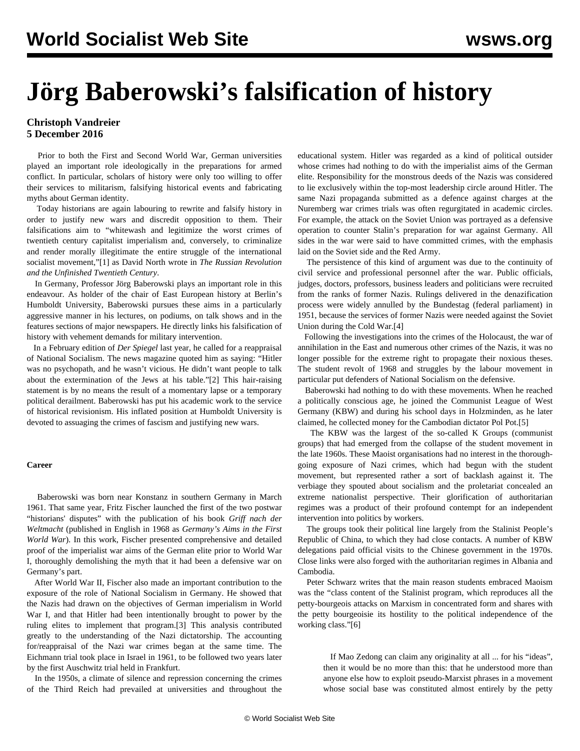# Jörg Baberowski's falsification of history

**Christoph Vandreier**
**5 December 2016**

Prior to both the First and Second World War, German universities played an important role ideologically in the preparations for armed conflict. In particular, scholars of history were only too willing to offer their services to militarism, falsifying historical events and fabricating myths about German identity.

Today historians are again labouring to rewrite and falsify history in order to justify new wars and discredit opposition to them. Their falsifications aim to "whitewash and legitimize the worst crimes of twentieth century capitalist imperialism and, conversely, to criminalize and render morally illegitimate the entire struggle of the international socialist movement,"[1] as David North wrote in *The Russian Revolution and the Unfinished Twentieth Century*.

In Germany, Professor Jörg Baberowski plays an important role in this endeavour. As holder of the chair of East European history at Berlin's Humboldt University, Baberowski pursues these aims in a particularly aggressive manner in his lectures, on podiums, on talk shows and in the features sections of major newspapers. He directly links his falsification of history with vehement demands for military intervention.

In a February edition of *Der Spiegel* last year, he called for a reappraisal of National Socialism. The news magazine quoted him as saying: "Hitler was no psychopath, and he wasn't vicious. He didn't want people to talk about the extermination of the Jews at his table."[2] This hair-raising statement is by no means the result of a momentary lapse or a temporary political derailment. Baberowski has put his academic work to the service of historical revisionism. His inflated position at Humboldt University is devoted to assuaging the crimes of fascism and justifying new wars.

**Career**

Baberowski was born near Konstanz in southern Germany in March 1961. That same year, Fritz Fischer launched the first of the two postwar "historians' disputes" with the publication of his book *Griff nach der Weltmacht* (published in English in 1968 as *Germany's Aims in the First World War*). In this work, Fischer presented comprehensive and detailed proof of the imperialist war aims of the German elite prior to World War I, thoroughly demolishing the myth that it had been a defensive war on Germany's part.

After World War II, Fischer also made an important contribution to the exposure of the role of National Socialism in Germany. He showed that the Nazis had drawn on the objectives of German imperialism in World War I, and that Hitler had been intentionally brought to power by the ruling elites to implement that program.[3] This analysis contributed greatly to the understanding of the Nazi dictatorship. The accounting for/reappraisal of the Nazi war crimes began at the same time. The Eichmann trial took place in Israel in 1961, to be followed two years later by the first Auschwitz trial held in Frankfurt.

In the 1950s, a climate of silence and repression concerning the crimes of the Third Reich had prevailed at universities and throughout the educational system. Hitler was regarded as a kind of political outsider whose crimes had nothing to do with the imperialist aims of the German elite. Responsibility for the monstrous deeds of the Nazis was considered to lie exclusively within the top-most leadership circle around Hitler. The same Nazi propaganda submitted as a defence against charges at the Nuremberg war crimes trials was often regurgitated in academic circles. For example, the attack on the Soviet Union was portrayed as a defensive operation to counter Stalin's preparation for war against Germany. All sides in the war were said to have committed crimes, with the emphasis laid on the Soviet side and the Red Army.

The persistence of this kind of argument was due to the continuity of civil service and professional personnel after the war. Public officials, judges, doctors, professors, business leaders and politicians were recruited from the ranks of former Nazis. Rulings delivered in the denazification process were widely annulled by the Bundestag (federal parliament) in 1951, because the services of former Nazis were needed against the Soviet Union during the Cold War.[4]

Following the investigations into the crimes of the Holocaust, the war of annihilation in the East and numerous other crimes of the Nazis, it was no longer possible for the extreme right to propagate their noxious theses. The student revolt of 1968 and struggles by the labour movement in particular put defenders of National Socialism on the defensive.

Baberowski had nothing to do with these movements. When he reached a politically conscious age, he joined the Communist League of West Germany (KBW) and during his school days in Holzminden, as he later claimed, he collected money for the Cambodian dictator Pol Pot.[5]

The KBW was the largest of the so-called K Groups (communist groups) that had emerged from the collapse of the student movement in the late 1960s. These Maoist organisations had no interest in the thorough-going exposure of Nazi crimes, which had begun with the student movement, but represented rather a sort of backlash against it. The verbiage they spouted about socialism and the proletariat concealed an extreme nationalist perspective. Their glorification of authoritarian regimes was a product of their profound contempt for an independent intervention into politics by workers.

The groups took their political line largely from the Stalinist People's Republic of China, to which they had close contacts. A number of KBW delegations paid official visits to the Chinese government in the 1970s. Close links were also forged with the authoritarian regimes in Albania and Cambodia.

Peter Schwarz writes that the main reason students embraced Maoism was the "class content of the Stalinist program, which reproduces all the petty-bourgeois attacks on Marxism in concentrated form and shares with the petty bourgeoisie its hostility to the political independence of the working class."[6]

> If Mao Zedong can claim any originality at all ... for his "ideas", then it would be no more than this: that he understood more than anyone else how to exploit pseudo-Marxist phrases in a movement whose social base was constituted almost entirely by the petty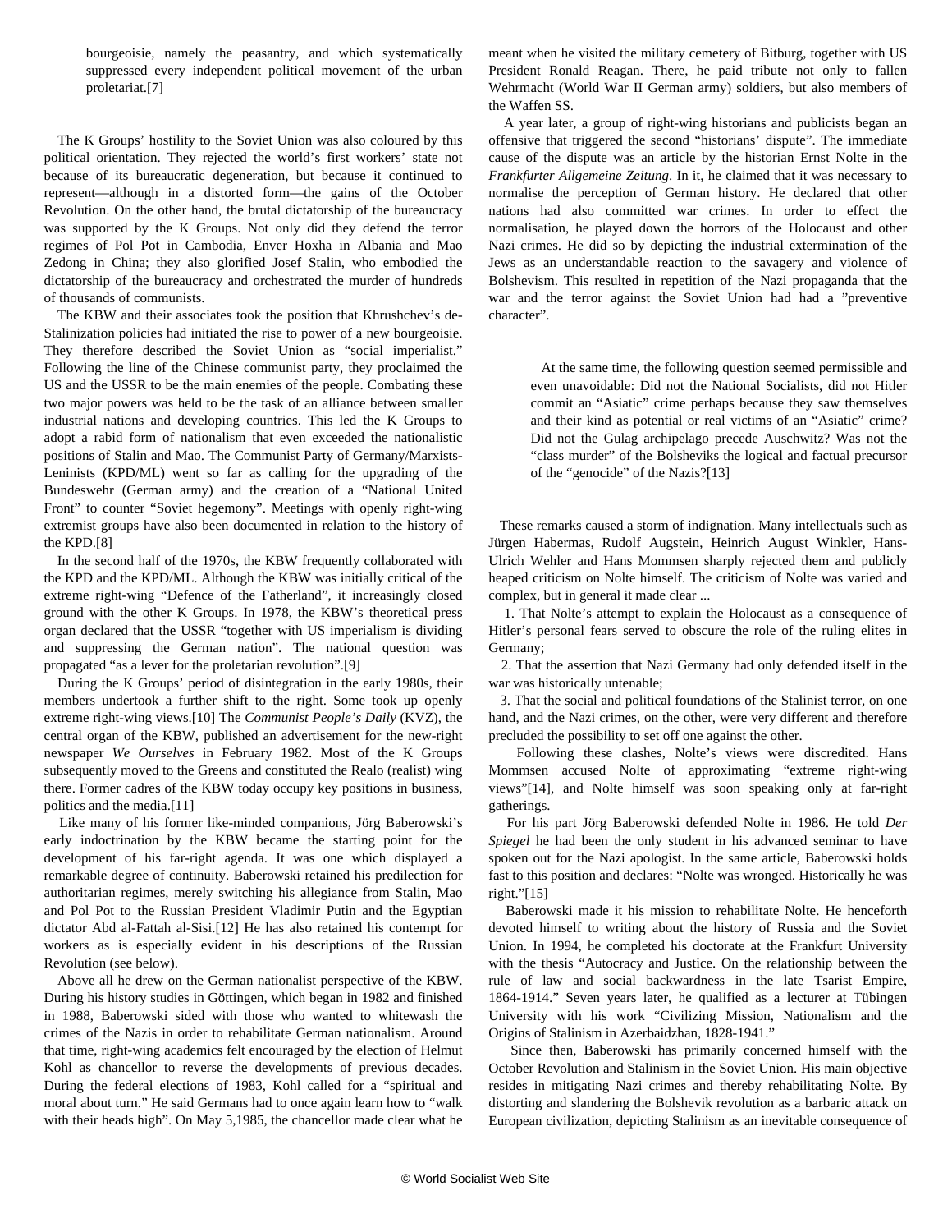> bourgeoisie, namely the peasantry, and which systematically suppressed every independent political movement of the urban proletariat.[7]

The K Groups' hostility to the Soviet Union was also coloured by this political orientation. They rejected the world's first workers' state not because of its bureaucratic degeneration, but because it continued to represent—although in a distorted form—the gains of the October Revolution. On the other hand, the brutal dictatorship of the bureaucracy was supported by the K Groups. Not only did they defend the terror regimes of Pol Pot in Cambodia, Enver Hoxha in Albania and Mao Zedong in China; they also glorified Josef Stalin, who embodied the dictatorship of the bureaucracy and orchestrated the murder of hundreds of thousands of communists.

The KBW and their associates took the position that Khrushchev's de-Stalinization policies had initiated the rise to power of a new bourgeoisie. They therefore described the Soviet Union as "social imperialist." Following the line of the Chinese communist party, they proclaimed the US and the USSR to be the main enemies of the people. Combating these two major powers was held to be the task of an alliance between smaller industrial nations and developing countries. This led the K Groups to adopt a rabid form of nationalism that even exceeded the nationalistic positions of Stalin and Mao. The Communist Party of Germany/Marxists-Leninists (KPD/ML) went so far as calling for the upgrading of the Bundeswehr (German army) and the creation of a "National United Front" to counter "Soviet hegemony". Meetings with openly right-wing extremist groups have also been documented in relation to the history of the KPD.[8]

In the second half of the 1970s, the KBW frequently collaborated with the KPD and the KPD/ML. Although the KBW was initially critical of the extreme right-wing "Defence of the Fatherland", it increasingly closed ground with the other K Groups. In 1978, the KBW's theoretical press organ declared that the USSR "together with US imperialism is dividing and suppressing the German nation". The national question was propagated "as a lever for the proletarian revolution".[9]

During the K Groups' period of disintegration in the early 1980s, their members undertook a further shift to the right. Some took up openly extreme right-wing views.[10] The *Communist People's Daily* (KVZ), the central organ of the KBW, published an advertisement for the new-right newspaper *We Ourselves* in February 1982. Most of the K Groups subsequently moved to the Greens and constituted the Realo (realist) wing there. Former cadres of the KBW today occupy key positions in business, politics and the media.[11]

Like many of his former like-minded companions, Jörg Baberowski's early indoctrination by the KBW became the starting point for the development of his far-right agenda. It was one which displayed a remarkable degree of continuity. Baberowski retained his predilection for authoritarian regimes, merely switching his allegiance from Stalin, Mao and Pol Pot to the Russian President Vladimir Putin and the Egyptian dictator Abd al-Fattah al-Sisi.[12] He has also retained his contempt for workers as is especially evident in his descriptions of the Russian Revolution (see below).

Above all he drew on the German nationalist perspective of the KBW. During his history studies in Göttingen, which began in 1982 and finished in 1988, Baberowski sided with those who wanted to whitewash the crimes of the Nazis in order to rehabilitate German nationalism. Around that time, right-wing academics felt encouraged by the election of Helmut Kohl as chancellor to reverse the developments of previous decades. During the federal elections of 1983, Kohl called for a "spiritual and moral about turn." He said Germans had to once again learn how to "walk with their heads high". On May 5,1985, the chancellor made clear what he meant when he visited the military cemetery of Bitburg, together with US President Ronald Reagan. There, he paid tribute not only to fallen Wehrmacht (World War II German army) soldiers, but also members of the Waffen SS.

A year later, a group of right-wing historians and publicists began an offensive that triggered the second "historians' dispute". The immediate cause of the dispute was an article by the historian Ernst Nolte in the *Frankfurter Allgemeine Zeitung*. In it, he claimed that it was necessary to normalise the perception of German history. He declared that other nations had also committed war crimes. In order to effect the normalisation, he played down the horrors of the Holocaust and other Nazi crimes. He did so by depicting the industrial extermination of the Jews as an understandable reaction to the savagery and violence of Bolshevism. This resulted in repetition of the Nazi propaganda that the war and the terror against the Soviet Union had had a "preventive character".

> At the same time, the following question seemed permissible and even unavoidable: Did not the National Socialists, did not Hitler commit an "Asiatic" crime perhaps because they saw themselves and their kind as potential or real victims of an "Asiatic" crime? Did not the Gulag archipelago precede Auschwitz? Was not the "class murder" of the Bolsheviks the logical and factual precursor of the "genocide" of the Nazis?[13]

These remarks caused a storm of indignation. Many intellectuals such as Jürgen Habermas, Rudolf Augstein, Heinrich August Winkler, Hans-Ulrich Wehler and Hans Mommsen sharply rejected them and publicly heaped criticism on Nolte himself. The criticism of Nolte was varied and complex, but in general it made clear ...

1. That Nolte's attempt to explain the Holocaust as a consequence of Hitler's personal fears served to obscure the role of the ruling elites in Germany;
2. That the assertion that Nazi Germany had only defended itself in the war was historically untenable;
3. That the social and political foundations of the Stalinist terror, on one hand, and the Nazi crimes, on the other, were very different and therefore precluded the possibility to set off one against the other.

Following these clashes, Nolte's views were discredited. Hans Mommsen accused Nolte of approximating "extreme right-wing views"[14], and Nolte himself was soon speaking only at far-right gatherings.

For his part Jörg Baberowski defended Nolte in 1986. He told *Der Spiegel* he had been the only student in his advanced seminar to have spoken out for the Nazi apologist. In the same article, Baberowski holds fast to this position and declares: "Nolte was wronged. Historically he was right."[15]

Baberowski made it his mission to rehabilitate Nolte. He henceforth devoted himself to writing about the history of Russia and the Soviet Union. In 1994, he completed his doctorate at the Frankfurt University with the thesis "Autocracy and Justice. On the relationship between the rule of law and social backwardness in the late Tsarist Empire, 1864-1914." Seven years later, he qualified as a lecturer at Tübingen University with his work "Civilizing Mission, Nationalism and the Origins of Stalinism in Azerbaidzhan, 1828-1941."

Since then, Baberowski has primarily concerned himself with the October Revolution and Stalinism in the Soviet Union. His main objective resides in mitigating Nazi crimes and thereby rehabilitating Nolte. By distorting and slandering the Bolshevik revolution as a barbaric attack on European civilization, depicting Stalinism as an inevitable consequence of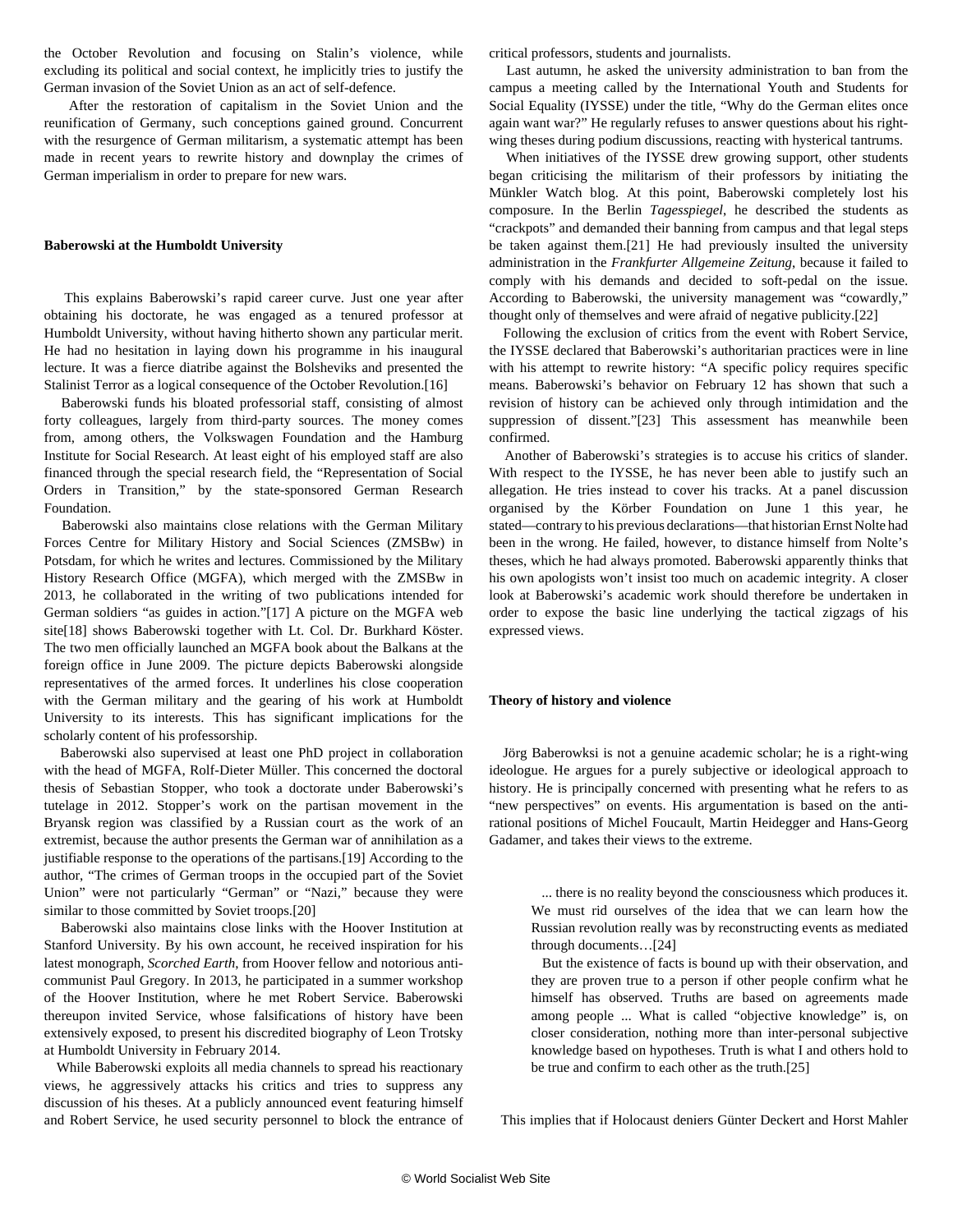the October Revolution and focusing on Stalin's violence, while excluding its political and social context, he implicitly tries to justify the German invasion of the Soviet Union as an act of self-defence.

After the restoration of capitalism in the Soviet Union and the reunification of Germany, such conceptions gained ground. Concurrent with the resurgence of German militarism, a systematic attempt has been made in recent years to rewrite history and downplay the crimes of German imperialism in order to prepare for new wars.

**Baberowski at the Humboldt University**

This explains Baberowski's rapid career curve. Just one year after obtaining his doctorate, he was engaged as a tenured professor at Humboldt University, without having hitherto shown any particular merit. He had no hesitation in laying down his programme in his inaugural lecture. It was a fierce diatribe against the Bolsheviks and presented the Stalinist Terror as a logical consequence of the October Revolution.[16]

Baberowski funds his bloated professorial staff, consisting of almost forty colleagues, largely from third-party sources. The money comes from, among others, the Volkswagen Foundation and the Hamburg Institute for Social Research. At least eight of his employed staff are also financed through the special research field, the "Representation of Social Orders in Transition," by the state-sponsored German Research Foundation.

Baberowski also maintains close relations with the German Military Forces Centre for Military History and Social Sciences (ZMSBw) in Potsdam, for which he writes and lectures. Commissioned by the Military History Research Office (MGFA), which merged with the ZMSBw in 2013, he collaborated in the writing of two publications intended for German soldiers "as guides in action."[17] A picture on the MGFA web site[18] shows Baberowski together with Lt. Col. Dr. Burkhard Köster. The two men officially launched an MGFA book about the Balkans at the foreign office in June 2009. The picture depicts Baberowski alongside representatives of the armed forces. It underlines his close cooperation with the German military and the gearing of his work at Humboldt University to its interests. This has significant implications for the scholarly content of his professorship.

Baberowski also supervised at least one PhD project in collaboration with the head of MGFA, Rolf-Dieter Müller. This concerned the doctoral thesis of Sebastian Stopper, who took a doctorate under Baberowski's tutelage in 2012. Stopper's work on the partisan movement in the Bryansk region was classified by a Russian court as the work of an extremist, because the author presents the German war of annihilation as a justifiable response to the operations of the partisans.[19] According to the author, "The crimes of German troops in the occupied part of the Soviet Union" were not particularly "German" or "Nazi," because they were similar to those committed by Soviet troops.[20]

Baberowski also maintains close links with the Hoover Institution at Stanford University. By his own account, he received inspiration for his latest monograph, *Scorched Earth*, from Hoover fellow and notorious anti-communist Paul Gregory. In 2013, he participated in a summer workshop of the Hoover Institution, where he met Robert Service. Baberowski thereupon invited Service, whose falsifications of history have been extensively exposed, to present his discredited biography of Leon Trotsky at Humboldt University in February 2014.

While Baberowski exploits all media channels to spread his reactionary views, he aggressively attacks his critics and tries to suppress any discussion of his theses. At a publicly announced event featuring himself and Robert Service, he used security personnel to block the entrance of critical professors, students and journalists.

Last autumn, he asked the university administration to ban from the campus a meeting called by the International Youth and Students for Social Equality (IYSSE) under the title, "Why do the German elites once again want war?" He regularly refuses to answer questions about his right-wing theses during podium discussions, reacting with hysterical tantrums.

When initiatives of the IYSSE drew growing support, other students began criticising the militarism of their professors by initiating the Münkler Watch blog. At this point, Baberowski completely lost his composure. In the Berlin *Tagesspiegel*, he described the students as "crackpots" and demanded their banning from campus and that legal steps be taken against them.[21] He had previously insulted the university administration in the *Frankfurter Allgemeine Zeitung*, because it failed to comply with his demands and decided to soft-pedal on the issue. According to Baberowski, the university management was "cowardly," thought only of themselves and were afraid of negative publicity.[22]

Following the exclusion of critics from the event with Robert Service, the IYSSE declared that Baberowski's authoritarian practices were in line with his attempt to rewrite history: "A specific policy requires specific means. Baberowski's behavior on February 12 has shown that such a revision of history can be achieved only through intimidation and the suppression of dissent."[23] This assessment has meanwhile been confirmed.

Another of Baberowski's strategies is to accuse his critics of slander. With respect to the IYSSE, he has never been able to justify such an allegation. He tries instead to cover his tracks. At a panel discussion organised by the Körber Foundation on June 1 this year, he stated—contrary to his previous declarations—that historian Ernst Nolte had been in the wrong. He failed, however, to distance himself from Nolte's theses, which he had always promoted. Baberowski apparently thinks that his own apologists won't insist too much on academic integrity. A closer look at Baberowski's academic work should therefore be undertaken in order to expose the basic line underlying the tactical zigzags of his expressed views.

**Theory of history and violence**

Jörg Baberowksi is not a genuine academic scholar; he is a right-wing ideologue. He argues for a purely subjective or ideological approach to history. He is principally concerned with presenting what he refers to as "new perspectives" on events. His argumentation is based on the anti-rational positions of Michel Foucault, Martin Heidegger and Hans-Georg Gadamer, and takes their views to the extreme.

> ... there is no reality beyond the consciousness which produces it. We must rid ourselves of the idea that we can learn how the Russian revolution really was by reconstructing events as mediated through documents…[24]
>
> But the existence of facts is bound up with their observation, and they are proven true to a person if other people confirm what he himself has observed. Truths are based on agreements made among people ... What is called "objective knowledge" is, on closer consideration, nothing more than inter-personal subjective knowledge based on hypotheses. Truth is what I and others hold to be true and confirm to each other as the truth.[25]

This implies that if Holocaust deniers Günter Deckert and Horst Mahler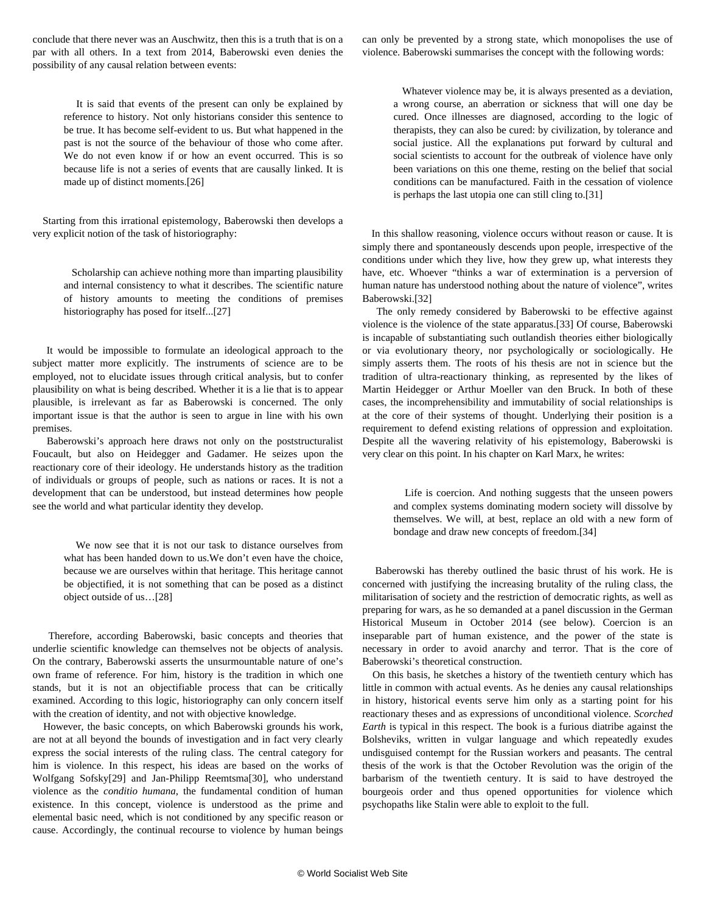conclude that there never was an Auschwitz, then this is a truth that is on a par with all others. In a text from 2014, Baberowski even denies the possibility of any causal relation between events:

> It is said that events of the present can only be explained by reference to history. Not only historians consider this sentence to be true. It has become self-evident to us. But what happened in the past is not the source of the behaviour of those who come after. We do not even know if or how an event occurred. This is so because life is not a series of events that are causally linked. It is made up of distinct moments.[26]

Starting from this irrational epistemology, Baberowski then develops a very explicit notion of the task of historiography:

> Scholarship can achieve nothing more than imparting plausibility and internal consistency to what it describes. The scientific nature of history amounts to meeting the conditions of premises historiography has posed for itself...[27]

It would be impossible to formulate an ideological approach to the subject matter more explicitly. The instruments of science are to be employed, not to elucidate issues through critical analysis, but to confer plausibility on what is being described. Whether it is a lie that is to appear plausible, is irrelevant as far as Baberowski is concerned. The only important issue is that the author is seen to argue in line with his own premises.

Baberowski's approach here draws not only on the poststructuralist Foucault, but also on Heidegger and Gadamer. He seizes upon the reactionary core of their ideology. He understands history as the tradition of individuals or groups of people, such as nations or races. It is not a development that can be understood, but instead determines how people see the world and what particular identity they develop.

> We now see that it is not our task to distance ourselves from what has been handed down to us.We don't even have the choice, because we are ourselves within that heritage. This heritage cannot be objectified, it is not something that can be posed as a distinct object outside of us…[28]

Therefore, according Baberowski, basic concepts and theories that underlie scientific knowledge can themselves not be objects of analysis. On the contrary, Baberowski asserts the unsurmountable nature of one's own frame of reference. For him, history is the tradition in which one stands, but it is not an objectifiable process that can be critically examined. According to this logic, historiography can only concern itself with the creation of identity, and not with objective knowledge.

However, the basic concepts, on which Baberowski grounds his work, are not at all beyond the bounds of investigation and in fact very clearly express the social interests of the ruling class. The central category for him is violence. In this respect, his ideas are based on the works of Wolfgang Sofsky[29] and Jan-Philipp Reemtsma[30], who understand violence as the *conditio humana*, the fundamental condition of human existence. In this concept, violence is understood as the prime and elemental basic need, which is not conditioned by any specific reason or cause. Accordingly, the continual recourse to violence by human beings can only be prevented by a strong state, which monopolises the use of violence. Baberowski summarises the concept with the following words:

> Whatever violence may be, it is always presented as a deviation, a wrong course, an aberration or sickness that will one day be cured. Once illnesses are diagnosed, according to the logic of therapists, they can also be cured: by civilization, by tolerance and social justice. All the explanations put forward by cultural and social scientists to account for the outbreak of violence have only been variations on this one theme, resting on the belief that social conditions can be manufactured. Faith in the cessation of violence is perhaps the last utopia one can still cling to.[31]

In this shallow reasoning, violence occurs without reason or cause. It is simply there and spontaneously descends upon people, irrespective of the conditions under which they live, how they grew up, what interests they have, etc. Whoever "thinks a war of extermination is a perversion of human nature has understood nothing about the nature of violence", writes Baberowski.[32]

The only remedy considered by Baberowski to be effective against violence is the violence of the state apparatus.[33] Of course, Baberowski is incapable of substantiating such outlandish theories either biologically or via evolutionary theory, nor psychologically or sociologically. He simply asserts them. The roots of his thesis are not in science but the tradition of ultra-reactionary thinking, as represented by the likes of Martin Heidegger or Arthur Moeller van den Bruck. In both of these cases, the incomprehensibility and immutability of social relationships is at the core of their systems of thought. Underlying their position is a requirement to defend existing relations of oppression and exploitation. Despite all the wavering relativity of his epistemology, Baberowski is very clear on this point. In his chapter on Karl Marx, he writes:

> Life is coercion. And nothing suggests that the unseen powers and complex systems dominating modern society will dissolve by themselves. We will, at best, replace an old with a new form of bondage and draw new concepts of freedom.[34]

Baberowski has thereby outlined the basic thrust of his work. He is concerned with justifying the increasing brutality of the ruling class, the militarisation of society and the restriction of democratic rights, as well as preparing for wars, as he so demanded at a panel discussion in the German Historical Museum in October 2014 (see below). Coercion is an inseparable part of human existence, and the power of the state is necessary in order to avoid anarchy and terror. That is the core of Baberowski's theoretical construction.

On this basis, he sketches a history of the twentieth century which has little in common with actual events. As he denies any causal relationships in history, historical events serve him only as a starting point for his reactionary theses and as expressions of unconditional violence. *Scorched Earth* is typical in this respect. The book is a furious diatribe against the Bolsheviks, written in vulgar language and which repeatedly exudes undisguised contempt for the Russian workers and peasants. The central thesis of the work is that the October Revolution was the origin of the barbarism of the twentieth century. It is said to have destroyed the bourgeois order and thus opened opportunities for violence which psychopaths like Stalin were able to exploit to the full.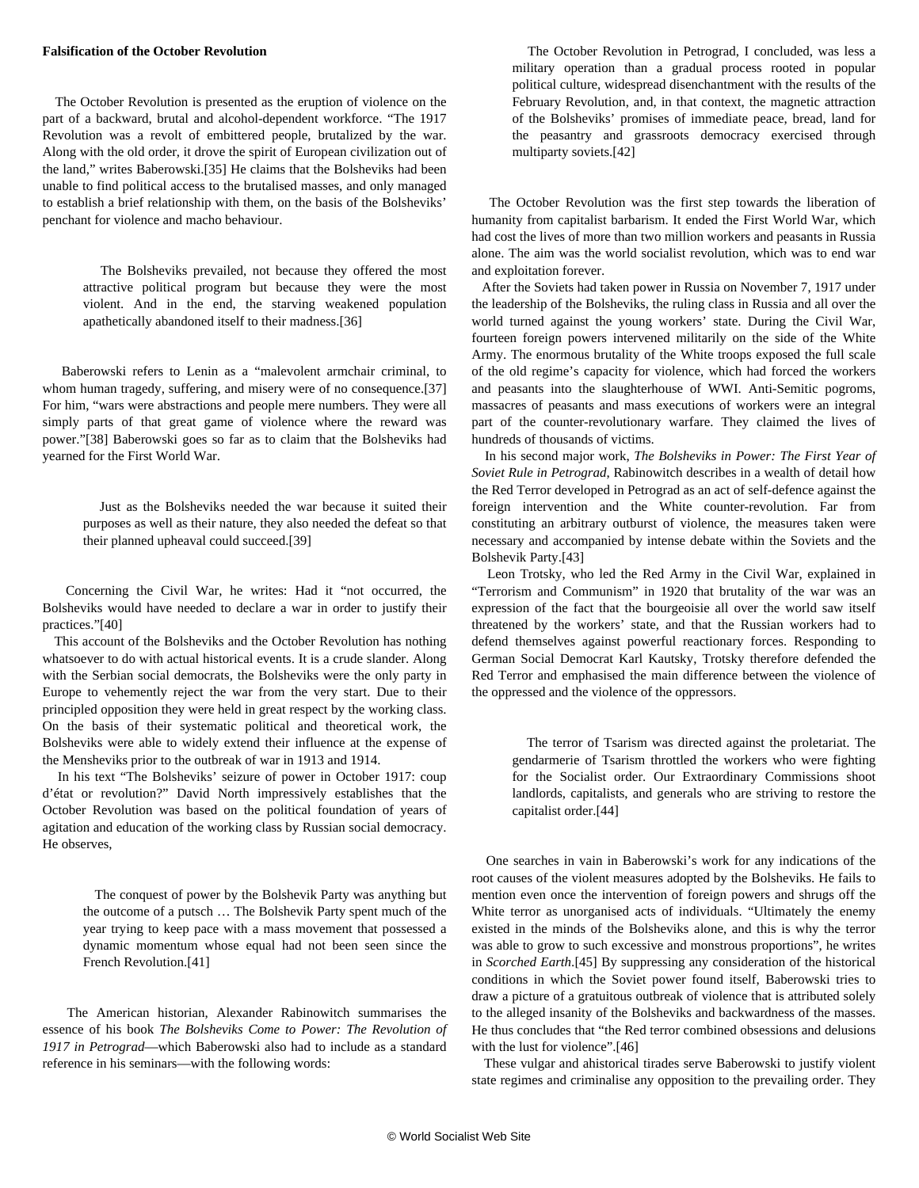**Falsification of the October Revolution**

The October Revolution is presented as the eruption of violence on the part of a backward, brutal and alcohol-dependent workforce. "The 1917 Revolution was a revolt of embittered people, brutalized by the war. Along with the old order, it drove the spirit of European civilization out of the land," writes Baberowski.[35] He claims that the Bolsheviks had been unable to find political access to the brutalised masses, and only managed to establish a brief relationship with them, on the basis of the Bolsheviks' penchant for violence and macho behaviour.

> The Bolsheviks prevailed, not because they offered the most attractive political program but because they were the most violent. And in the end, the starving weakened population apathetically abandoned itself to their madness.[36]

Baberowski refers to Lenin as a "malevolent armchair criminal, to whom human tragedy, suffering, and misery were of no consequence.[37] For him, "wars were abstractions and people mere numbers. They were all simply parts of that great game of violence where the reward was power."[38] Baberowski goes so far as to claim that the Bolsheviks had yearned for the First World War.

> Just as the Bolsheviks needed the war because it suited their purposes as well as their nature, they also needed the defeat so that their planned upheaval could succeed.[39]

Concerning the Civil War, he writes: Had it "not occurred, the Bolsheviks would have needed to declare a war in order to justify their practices."[40]

This account of the Bolsheviks and the October Revolution has nothing whatsoever to do with actual historical events. It is a crude slander. Along with the Serbian social democrats, the Bolsheviks were the only party in Europe to vehemently reject the war from the very start. Due to their principled opposition they were held in great respect by the working class. On the basis of their systematic political and theoretical work, the Bolsheviks were able to widely extend their influence at the expense of the Mensheviks prior to the outbreak of war in 1913 and 1914.

In his text "The Bolsheviks' seizure of power in October 1917: coup d'état or revolution?" David North impressively establishes that the October Revolution was based on the political foundation of years of agitation and education of the working class by Russian social democracy. He observes,

> The conquest of power by the Bolshevik Party was anything but the outcome of a putsch … The Bolshevik Party spent much of the year trying to keep pace with a mass movement that possessed a dynamic momentum whose equal had not been seen since the French Revolution.[41]

The American historian, Alexander Rabinowitch summarises the essence of his book *The Bolsheviks Come to Power: The Revolution of 1917 in Petrograd*—which Baberowski also had to include as a standard reference in his seminars—with the following words:

> The October Revolution in Petrograd, I concluded, was less a military operation than a gradual process rooted in popular political culture, widespread disenchantment with the results of the February Revolution, and, in that context, the magnetic attraction of the Bolsheviks' promises of immediate peace, bread, land for the peasantry and grassroots democracy exercised through multiparty soviets.[42]

The October Revolution was the first step towards the liberation of humanity from capitalist barbarism. It ended the First World War, which had cost the lives of more than two million workers and peasants in Russia alone. The aim was the world socialist revolution, which was to end war and exploitation forever.

After the Soviets had taken power in Russia on November 7, 1917 under the leadership of the Bolsheviks, the ruling class in Russia and all over the world turned against the young workers' state. During the Civil War, fourteen foreign powers intervened militarily on the side of the White Army. The enormous brutality of the White troops exposed the full scale of the old regime's capacity for violence, which had forced the workers and peasants into the slaughterhouse of WWI. Anti-Semitic pogroms, massacres of peasants and mass executions of workers were an integral part of the counter-revolutionary warfare. They claimed the lives of hundreds of thousands of victims.

In his second major work, *The Bolsheviks in Power: The First Year of Soviet Rule in Petrograd*, Rabinowitch describes in a wealth of detail how the Red Terror developed in Petrograd as an act of self-defence against the foreign intervention and the White counter-revolution. Far from constituting an arbitrary outburst of violence, the measures taken were necessary and accompanied by intense debate within the Soviets and the Bolshevik Party.[43]

Leon Trotsky, who led the Red Army in the Civil War, explained in "Terrorism and Communism" in 1920 that brutality of the war was an expression of the fact that the bourgeoisie all over the world saw itself threatened by the workers' state, and that the Russian workers had to defend themselves against powerful reactionary forces. Responding to German Social Democrat Karl Kautsky, Trotsky therefore defended the Red Terror and emphasised the main difference between the violence of the oppressed and the violence of the oppressors.

> The terror of Tsarism was directed against the proletariat. The gendarmerie of Tsarism throttled the workers who were fighting for the Socialist order. Our Extraordinary Commissions shoot landlords, capitalists, and generals who are striving to restore the capitalist order.[44]

One searches in vain in Baberowski's work for any indications of the root causes of the violent measures adopted by the Bolsheviks. He fails to mention even once the intervention of foreign powers and shrugs off the White terror as unorganised acts of individuals. "Ultimately the enemy existed in the minds of the Bolsheviks alone, and this is why the terror was able to grow to such excessive and monstrous proportions", he writes in *Scorched Earth*.[45] By suppressing any consideration of the historical conditions in which the Soviet power found itself, Baberowski tries to draw a picture of a gratuitous outbreak of violence that is attributed solely to the alleged insanity of the Bolsheviks and backwardness of the masses. He thus concludes that "the Red terror combined obsessions and delusions with the lust for violence".[46]

These vulgar and ahistorical tirades serve Baberowski to justify violent state regimes and criminalise any opposition to the prevailing order. They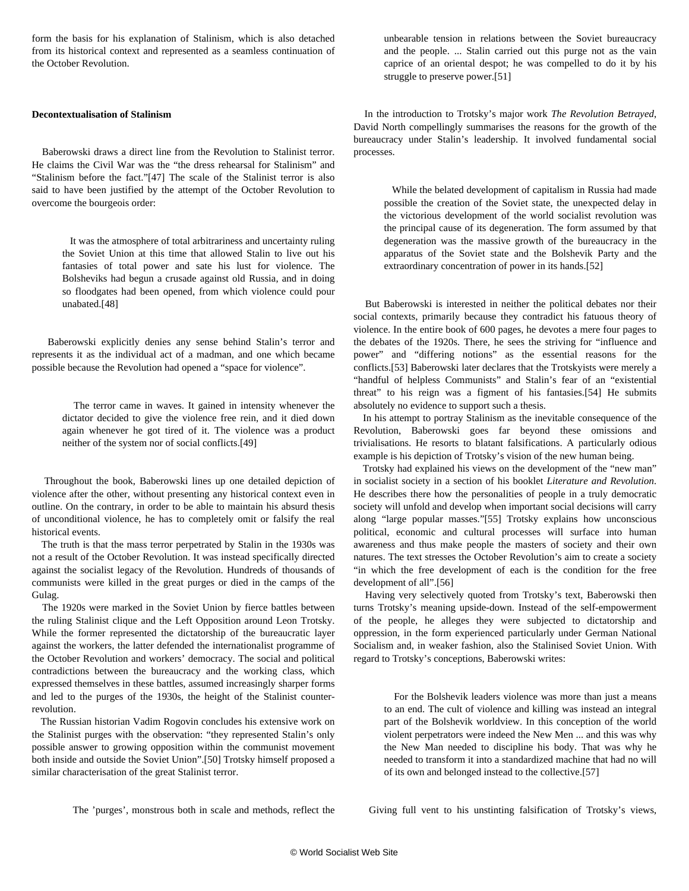form the basis for his explanation of Stalinism, which is also detached from its historical context and represented as a seamless continuation of the October Revolution.

**Decontextualisation of Stalinism**

Baberowski draws a direct line from the Revolution to Stalinist terror. He claims the Civil War was the "the dress rehearsal for Stalinism" and "Stalinism before the fact."[47] The scale of the Stalinist terror is also said to have been justified by the attempt of the October Revolution to overcome the bourgeois order:

> It was the atmosphere of total arbitrariness and uncertainty ruling the Soviet Union at this time that allowed Stalin to live out his fantasies of total power and sate his lust for violence. The Bolsheviks had begun a crusade against old Russia, and in doing so floodgates had been opened, from which violence could pour unabated.[48]

Baberowski explicitly denies any sense behind Stalin's terror and represents it as the individual act of a madman, and one which became possible because the Revolution had opened a "space for violence".

> The terror came in waves. It gained in intensity whenever the dictator decided to give the violence free rein, and it died down again whenever he got tired of it. The violence was a product neither of the system nor of social conflicts.[49]

Throughout the book, Baberowski lines up one detailed depiction of violence after the other, without presenting any historical context even in outline. On the contrary, in order to be able to maintain his absurd thesis of unconditional violence, he has to completely omit or falsify the real historical events.

The truth is that the mass terror perpetrated by Stalin in the 1930s was not a result of the October Revolution. It was instead specifically directed against the socialist legacy of the Revolution. Hundreds of thousands of communists were killed in the great purges or died in the camps of the Gulag.

The 1920s were marked in the Soviet Union by fierce battles between the ruling Stalinist clique and the Left Opposition around Leon Trotsky. While the former represented the dictatorship of the bureaucratic layer against the workers, the latter defended the internationalist programme of the October Revolution and workers' democracy. The social and political contradictions between the bureaucracy and the working class, which expressed themselves in these battles, assumed increasingly sharper forms and led to the purges of the 1930s, the height of the Stalinist counter-revolution.

The Russian historian Vadim Rogovin concludes his extensive work on the Stalinist purges with the observation: "they represented Stalin's only possible answer to growing opposition within the communist movement both inside and outside the Soviet Union".[50] Trotsky himself proposed a similar characterisation of the great Stalinist terror.

> The 'purges', monstrous both in scale and methods, reflect the unbearable tension in relations between the Soviet bureaucracy and the people. ... Stalin carried out this purge not as the vain caprice of an oriental despot; he was compelled to do it by his struggle to preserve power.[51]

In the introduction to Trotsky's major work *The Revolution Betrayed*, David North compellingly summarises the reasons for the growth of the bureaucracy under Stalin's leadership. It involved fundamental social processes.

> While the belated development of capitalism in Russia had made possible the creation of the Soviet state, the unexpected delay in the victorious development of the world socialist revolution was the principal cause of its degeneration. The form assumed by that degeneration was the massive growth of the bureaucracy in the apparatus of the Soviet state and the Bolshevik Party and the extraordinary concentration of power in its hands.[52]

But Baberowski is interested in neither the political debates nor their social contexts, primarily because they contradict his fatuous theory of violence. In the entire book of 600 pages, he devotes a mere four pages to the debates of the 1920s. There, he sees the striving for "influence and power" and "differing notions" as the essential reasons for the conflicts.[53] Baberowski later declares that the Trotskyists were merely a "handful of helpless Communists" and Stalin's fear of an "existential threat" to his reign was a figment of his fantasies.[54] He submits absolutely no evidence to support such a thesis.

In his attempt to portray Stalinism as the inevitable consequence of the Revolution, Baberowski goes far beyond these omissions and trivialisations. He resorts to blatant falsifications. A particularly odious example is his depiction of Trotsky's vision of the new human being.

Trotsky had explained his views on the development of the "new man" in socialist society in a section of his booklet *Literature and Revolution*. He describes there how the personalities of people in a truly democratic society will unfold and develop when important social decisions will carry along "large popular masses."[55] Trotsky explains how unconscious political, economic and cultural processes will surface into human awareness and thus make people the masters of society and their own natures. The text stresses the October Revolution's aim to create a society "in which the free development of each is the condition for the free development of all".[56]

Having very selectively quoted from Trotsky's text, Baberowski then turns Trotsky's meaning upside-down. Instead of the self-empowerment of the people, he alleges they were subjected to dictatorship and oppression, in the form experienced particularly under German National Socialism and, in weaker fashion, also the Stalinised Soviet Union. With regard to Trotsky's conceptions, Baberowski writes:

> For the Bolshevik leaders violence was more than just a means to an end. The cult of violence and killing was instead an integral part of the Bolshevik worldview. In this conception of the world violent perpetrators were indeed the New Men ... and this was why the New Man needed to discipline his body. That was why he needed to transform it into a standardized machine that had no will of its own and belonged instead to the collective.[57]

Giving full vent to his unstinting falsification of Trotsky's views,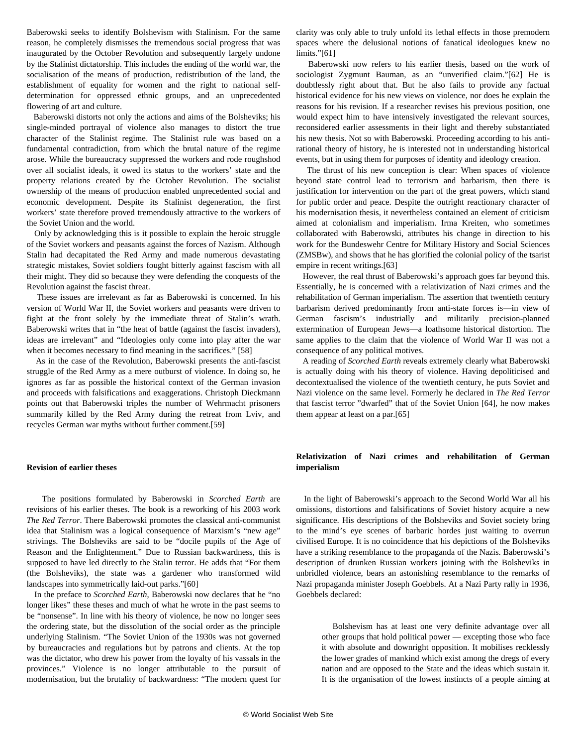Baberowski seeks to identify Bolshevism with Stalinism. For the same reason, he completely dismisses the tremendous social progress that was inaugurated by the October Revolution and subsequently largely undone by the Stalinist dictatorship. This includes the ending of the world war, the socialisation of the means of production, redistribution of the land, the establishment of equality for women and the right to national self-determination for oppressed ethnic groups, and an unprecedented flowering of art and culture.

Baberowski distorts not only the actions and aims of the Bolsheviks; his single-minded portrayal of violence also manages to distort the true character of the Stalinist regime. The Stalinist rule was based on a fundamental contradiction, from which the brutal nature of the regime arose. While the bureaucracy suppressed the workers and rode roughshod over all socialist ideals, it owed its status to the workers' state and the property relations created by the October Revolution. The socialist ownership of the means of production enabled unprecedented social and economic development. Despite its Stalinist degeneration, the first workers' state therefore proved tremendously attractive to the workers of the Soviet Union and the world.

Only by acknowledging this is it possible to explain the heroic struggle of the Soviet workers and peasants against the forces of Nazism. Although Stalin had decapitated the Red Army and made numerous devastating strategic mistakes, Soviet soldiers fought bitterly against fascism with all their might. They did so because they were defending the conquests of the Revolution against the fascist threat.

These issues are irrelevant as far as Baberowski is concerned. In his version of World War II, the Soviet workers and peasants were driven to fight at the front solely by the immediate threat of Stalin's wrath. Baberowski writes that in "the heat of battle (against the fascist invaders), ideas are irrelevant" and "Ideologies only come into play after the war when it becomes necessary to find meaning in the sacrifices." [58]

As in the case of the Revolution, Baberowski presents the anti-fascist struggle of the Red Army as a mere outburst of violence. In doing so, he ignores as far as possible the historical context of the German invasion and proceeds with falsifications and exaggerations. Christoph Dieckmann points out that Baberowski triples the number of Wehrmacht prisoners summarily killed by the Red Army during the retreat from Lviv, and recycles German war myths without further comment.[59]

### Revision of earlier theses

The positions formulated by Baberowski in *Scorched Earth* are revisions of his earlier theses. The book is a reworking of his 2003 work *The Red Terror*. There Baberowski promotes the classical anti-communist idea that Stalinism was a logical consequence of Marxism's "new age" strivings. The Bolsheviks are said to be "docile pupils of the Age of Reason and the Enlightenment." Due to Russian backwardness, this is supposed to have led directly to the Stalin terror. He adds that "For them (the Bolsheviks), the state was a gardener who transformed wild landscapes into symmetrically laid-out parks."[60]

In the preface to *Scorched Earth*, Baberowski now declares that he "no longer likes" these theses and much of what he wrote in the past seems to be "nonsense". In line with his theory of violence, he now no longer sees the ordering state, but the dissolution of the social order as the principle underlying Stalinism. "The Soviet Union of the 1930s was not governed by bureaucracies and regulations but by patrons and clients. At the top was the dictator, who drew his power from the loyalty of his vassals in the provinces." Violence is no longer attributable to the pursuit of modernisation, but the brutality of backwardness: "The modern quest for clarity was only able to truly unfold its lethal effects in those premodern spaces where the delusional notions of fanatical ideologues knew no limits."[61]

Baberowski now refers to his earlier thesis, based on the work of sociologist Zygmunt Bauman, as an "unverified claim."[62] He is doubtlessly right about that. But he also fails to provide any factual historical evidence for his new views on violence, nor does he explain the reasons for his revision. If a researcher revises his previous position, one would expect him to have intensively investigated the relevant sources, reconsidered earlier assessments in their light and thereby substantiated his new thesis. Not so with Baberowski. Proceeding according to his anti-rational theory of history, he is interested not in understanding historical events, but in using them for purposes of identity and ideology creation.

The thrust of his new conception is clear: When spaces of violence beyond state control lead to terrorism and barbarism, then there is justification for intervention on the part of the great powers, which stand for public order and peace. Despite the outright reactionary character of his modernisation thesis, it nevertheless contained an element of criticism aimed at colonialism and imperialism. Irma Kreiten, who sometimes collaborated with Baberowski, attributes his change in direction to his work for the Bundeswehr Centre for Military History and Social Sciences (ZMSBw), and shows that he has glorified the colonial policy of the tsarist empire in recent writings.[63]

However, the real thrust of Baberowski's approach goes far beyond this. Essentially, he is concerned with a relativization of Nazi crimes and the rehabilitation of German imperialism. The assertion that twentieth century barbarism derived predominantly from anti-state forces is—in view of German fascism's industrially and militarily precision-planned extermination of European Jews—a loathsome historical distortion. The same applies to the claim that the violence of World War II was not a consequence of any political motives.

A reading of *Scorched Earth* reveals extremely clearly what Baberowski is actually doing with his theory of violence. Having depoliticised and decontextualised the violence of the twentieth century, he puts Soviet and Nazi violence on the same level. Formerly he declared in *The Red Terror* that fascist terror "dwarfed" that of the Soviet Union [64], he now makes them appear at least on a par.[65]

### Relativization of Nazi crimes and rehabilitation of German imperialism

In the light of Baberowski's approach to the Second World War all his omissions, distortions and falsifications of Soviet history acquire a new significance. His descriptions of the Bolsheviks and Soviet society bring to the mind's eye scenes of barbaric hordes just waiting to overrun civilised Europe. It is no coincidence that his depictions of the Bolsheviks have a striking resemblance to the propaganda of the Nazis. Baberowski's description of drunken Russian workers joining with the Bolsheviks in unbridled violence, bears an astonishing resemblance to the remarks of Nazi propaganda minister Joseph Goebbels. At a Nazi Party rally in 1936, Goebbels declared:

> Bolshevism has at least one very definite advantage over all other groups that hold political power — excepting those who face it with absolute and downright opposition. It mobilises recklessly the lower grades of mankind which exist among the dregs of every nation and are opposed to the State and the ideas which sustain it. It is the organisation of the lowest instincts of a people aiming at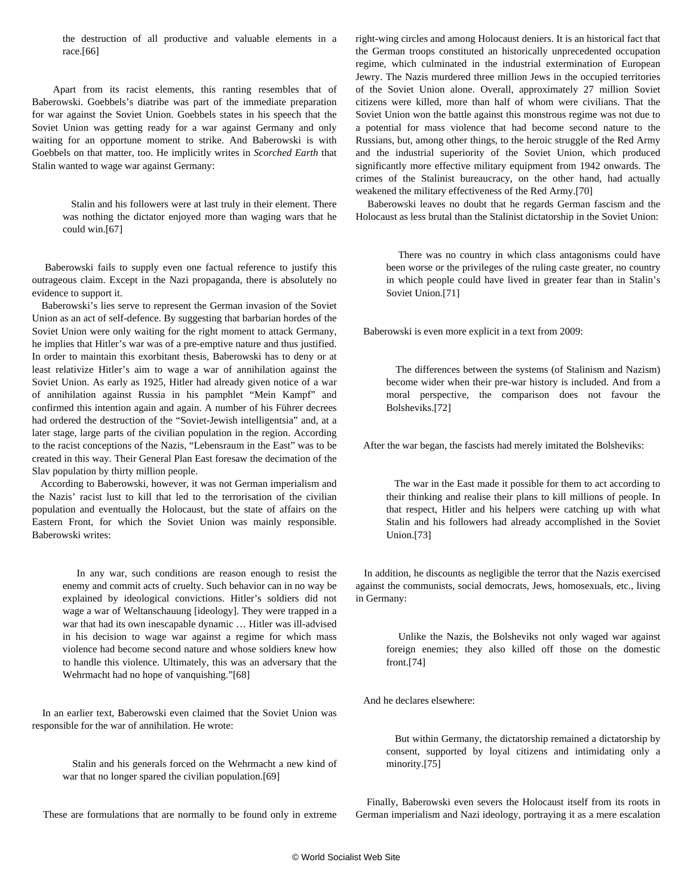> the destruction of all productive and valuable elements in a race.[66]

Apart from its racist elements, this ranting resembles that of Baberowski. Goebbels's diatribe was part of the immediate preparation for war against the Soviet Union. Goebbels states in his speech that the Soviet Union was getting ready for a war against Germany and only waiting for an opportune moment to strike. And Baberowski is with Goebbels on that matter, too. He implicitly writes in *Scorched Earth* that Stalin wanted to wage war against Germany:

> Stalin and his followers were at last truly in their element. There was nothing the dictator enjoyed more than waging wars that he could win.[67]

Baberowski fails to supply even one factual reference to justify this outrageous claim. Except in the Nazi propaganda, there is absolutely no evidence to support it.

Baberowski's lies serve to represent the German invasion of the Soviet Union as an act of self-defence. By suggesting that barbarian hordes of the Soviet Union were only waiting for the right moment to attack Germany, he implies that Hitler's war was of a pre-emptive nature and thus justified. In order to maintain this exorbitant thesis, Baberowski has to deny or at least relativize Hitler's aim to wage a war of annihilation against the Soviet Union. As early as 1925, Hitler had already given notice of a war of annihilation against Russia in his pamphlet "Mein Kampf" and confirmed this intention again and again. A number of his Führer decrees had ordered the destruction of the "Soviet-Jewish intelligentsia" and, at a later stage, large parts of the civilian population in the region. According to the racist conceptions of the Nazis, "Lebensraum in the East" was to be created in this way. Their General Plan East foresaw the decimation of the Slav population by thirty million people.

According to Baberowski, however, it was not German imperialism and the Nazis' racist lust to kill that led to the terrorisation of the civilian population and eventually the Holocaust, but the state of affairs on the Eastern Front, for which the Soviet Union was mainly responsible. Baberowski writes:

> In any war, such conditions are reason enough to resist the enemy and commit acts of cruelty. Such behavior can in no way be explained by ideological convictions. Hitler's soldiers did not wage a war of Weltanschauung [ideology]. They were trapped in a war that had its own inescapable dynamic … Hitler was ill-advised in his decision to wage war against a regime for which mass violence had become second nature and whose soldiers knew how to handle this violence. Ultimately, this was an adversary that the Wehrmacht had no hope of vanquishing."[68]

In an earlier text, Baberowski even claimed that the Soviet Union was responsible for the war of annihilation. He wrote:

> Stalin and his generals forced on the Wehrmacht a new kind of war that no longer spared the civilian population.[69]

These are formulations that are normally to be found only in extreme right-wing circles and among Holocaust deniers. It is an historical fact that the German troops constituted an historically unprecedented occupation regime, which culminated in the industrial extermination of European Jewry. The Nazis murdered three million Jews in the occupied territories of the Soviet Union alone. Overall, approximately 27 million Soviet citizens were killed, more than half of whom were civilians. That the Soviet Union won the battle against this monstrous regime was not due to a potential for mass violence that had become second nature to the Russians, but, among other things, to the heroic struggle of the Red Army and the industrial superiority of the Soviet Union, which produced significantly more effective military equipment from 1942 onwards. The crimes of the Stalinist bureaucracy, on the other hand, had actually weakened the military effectiveness of the Red Army.[70]

Baberowski leaves no doubt that he regards German fascism and the Holocaust as less brutal than the Stalinist dictatorship in the Soviet Union:

> There was no country in which class antagonisms could have been worse or the privileges of the ruling caste greater, no country in which people could have lived in greater fear than in Stalin's Soviet Union.[71]

Baberowski is even more explicit in a text from 2009:

> The differences between the systems (of Stalinism and Nazism) become wider when their pre-war history is included. And from a moral perspective, the comparison does not favour the Bolsheviks.[72]

After the war began, the fascists had merely imitated the Bolsheviks:

> The war in the East made it possible for them to act according to their thinking and realise their plans to kill millions of people. In that respect, Hitler and his helpers were catching up with what Stalin and his followers had already accomplished in the Soviet Union.[73]

In addition, he discounts as negligible the terror that the Nazis exercised against the communists, social democrats, Jews, homosexuals, etc., living in Germany:

> Unlike the Nazis, the Bolsheviks not only waged war against foreign enemies; they also killed off those on the domestic front.[74]

And he declares elsewhere:

> But within Germany, the dictatorship remained a dictatorship by consent, supported by loyal citizens and intimidating only a minority.[75]

Finally, Baberowski even severs the Holocaust itself from its roots in German imperialism and Nazi ideology, portraying it as a mere escalation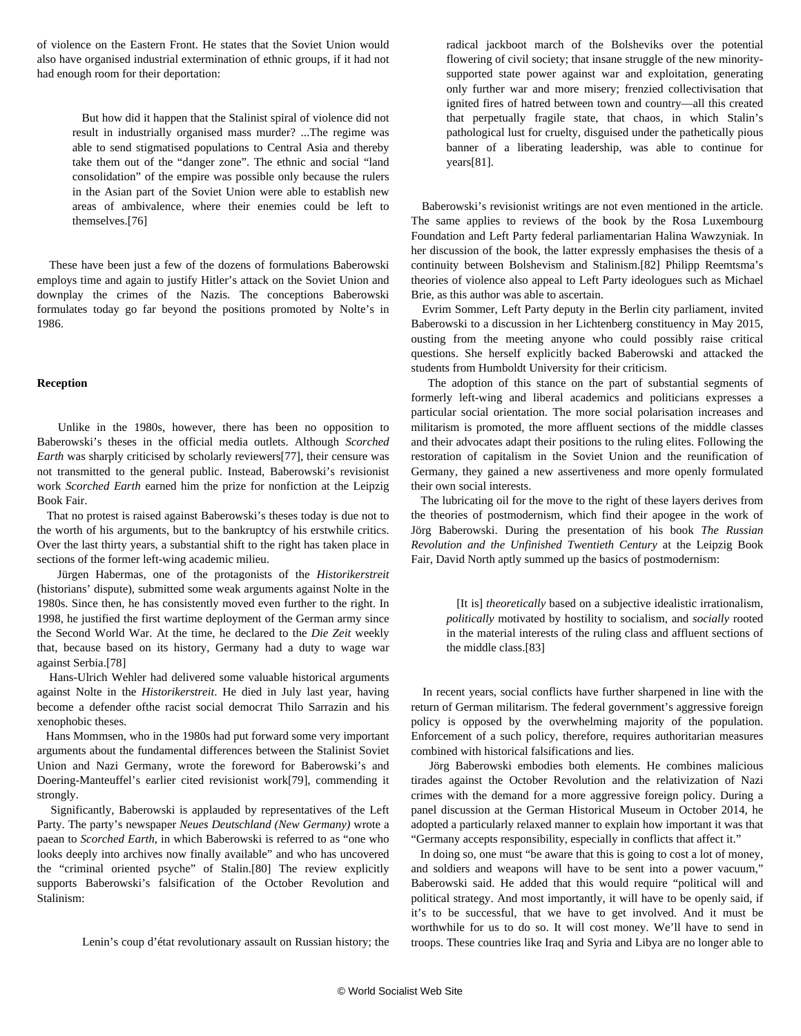of violence on the Eastern Front. He states that the Soviet Union would also have organised industrial extermination of ethnic groups, if it had not had enough room for their deportation:

> But how did it happen that the Stalinist spiral of violence did not result in industrially organised mass murder? ...The regime was able to send stigmatised populations to Central Asia and thereby take them out of the "danger zone". The ethnic and social "land consolidation" of the empire was possible only because the rulers in the Asian part of the Soviet Union were able to establish new areas of ambivalence, where their enemies could be left to themselves.[76]

These have been just a few of the dozens of formulations Baberowski employs time and again to justify Hitler's attack on the Soviet Union and downplay the crimes of the Nazis. The conceptions Baberowski formulates today go far beyond the positions promoted by Nolte's in 1986.

**Reception**

Unlike in the 1980s, however, there has been no opposition to Baberowski's theses in the official media outlets. Although *Scorched Earth* was sharply criticised by scholarly reviewers[77], their censure was not transmitted to the general public. Instead, Baberowski's revisionist work *Scorched Earth* earned him the prize for nonfiction at the Leipzig Book Fair.

That no protest is raised against Baberowski's theses today is due not to the worth of his arguments, but to the bankruptcy of his erstwhile critics. Over the last thirty years, a substantial shift to the right has taken place in sections of the former left-wing academic milieu.

Jürgen Habermas, one of the protagonists of the *Historikerstreit* (historians' dispute), submitted some weak arguments against Nolte in the 1980s. Since then, he has consistently moved even further to the right. In 1998, he justified the first wartime deployment of the German army since the Second World War. At the time, he declared to the *Die Zeit* weekly that, because based on its history, Germany had a duty to wage war against Serbia.[78]

Hans-Ulrich Wehler had delivered some valuable historical arguments against Nolte in the *Historikerstreit*. He died in July last year, having become a defender ofthe racist social democrat Thilo Sarrazin and his xenophobic theses.

Hans Mommsen, who in the 1980s had put forward some very important arguments about the fundamental differences between the Stalinist Soviet Union and Nazi Germany, wrote the foreword for Baberowski's and Doering-Manteuffel's earlier cited revisionist work[79], commending it strongly.

Significantly, Baberowski is applauded by representatives of the Left Party. The party's newspaper *Neues Deutschland (New Germany)* wrote a paean to *Scorched Earth*, in which Baberowski is referred to as "one who looks deeply into archives now finally available" and who has uncovered the "criminal oriented psyche" of Stalin.[80] The review explicitly supports Baberowski's falsification of the October Revolution and Stalinism:

> Lenin's coup d'état revolutionary assault on Russian history; the radical jackboot march of the Bolsheviks over the potential flowering of civil society; that insane struggle of the new minority-supported state power against war and exploitation, generating only further war and more misery; frenzied collectivisation that ignited fires of hatred between town and country—all this created that perpetually fragile state, that chaos, in which Stalin's pathological lust for cruelty, disguised under the pathetically pious banner of a liberating leadership, was able to continue for years[81].

Baberowski's revisionist writings are not even mentioned in the article. The same applies to reviews of the book by the Rosa Luxembourg Foundation and Left Party federal parliamentarian Halina Wawzyniak. In her discussion of the book, the latter expressly emphasises the thesis of a continuity between Bolshevism and Stalinism.[82] Philipp Reemtsma's theories of violence also appeal to Left Party ideologues such as Michael Brie, as this author was able to ascertain.

Evrim Sommer, Left Party deputy in the Berlin city parliament, invited Baberowski to a discussion in her Lichtenberg constituency in May 2015, ousting from the meeting anyone who could possibly raise critical questions. She herself explicitly backed Baberowski and attacked the students from Humboldt University for their criticism.

The adoption of this stance on the part of substantial segments of formerly left-wing and liberal academics and politicians expresses a particular social orientation. The more social polarisation increases and militarism is promoted, the more affluent sections of the middle classes and their advocates adapt their positions to the ruling elites. Following the restoration of capitalism in the Soviet Union and the reunification of Germany, they gained a new assertiveness and more openly formulated their own social interests.

The lubricating oil for the move to the right of these layers derives from the theories of postmodernism, which find their apogee in the work of Jörg Baberowski. During the presentation of his book *The Russian Revolution and the Unfinished Twentieth Century* at the Leipzig Book Fair, David North aptly summed up the basics of postmodernism:

> [It is] *theoretically* based on a subjective idealistic irrationalism, *politically* motivated by hostility to socialism, and *socially* rooted in the material interests of the ruling class and affluent sections of the middle class.[83]

In recent years, social conflicts have further sharpened in line with the return of German militarism. The federal government's aggressive foreign policy is opposed by the overwhelming majority of the population. Enforcement of a such policy, therefore, requires authoritarian measures combined with historical falsifications and lies.

Jörg Baberowski embodies both elements. He combines malicious tirades against the October Revolution and the relativization of Nazi crimes with the demand for a more aggressive foreign policy. During a panel discussion at the German Historical Museum in October 2014, he adopted a particularly relaxed manner to explain how important it was that "Germany accepts responsibility, especially in conflicts that affect it."

In doing so, one must "be aware that this is going to cost a lot of money, and soldiers and weapons will have to be sent into a power vacuum," Baberowski said. He added that this would require "political will and political strategy. And most importantly, it will have to be openly said, if it's to be successful, that we have to get involved. And it must be worthwhile for us to do so. It will cost money. We'll have to send in troops. These countries like Iraq and Syria and Libya are no longer able to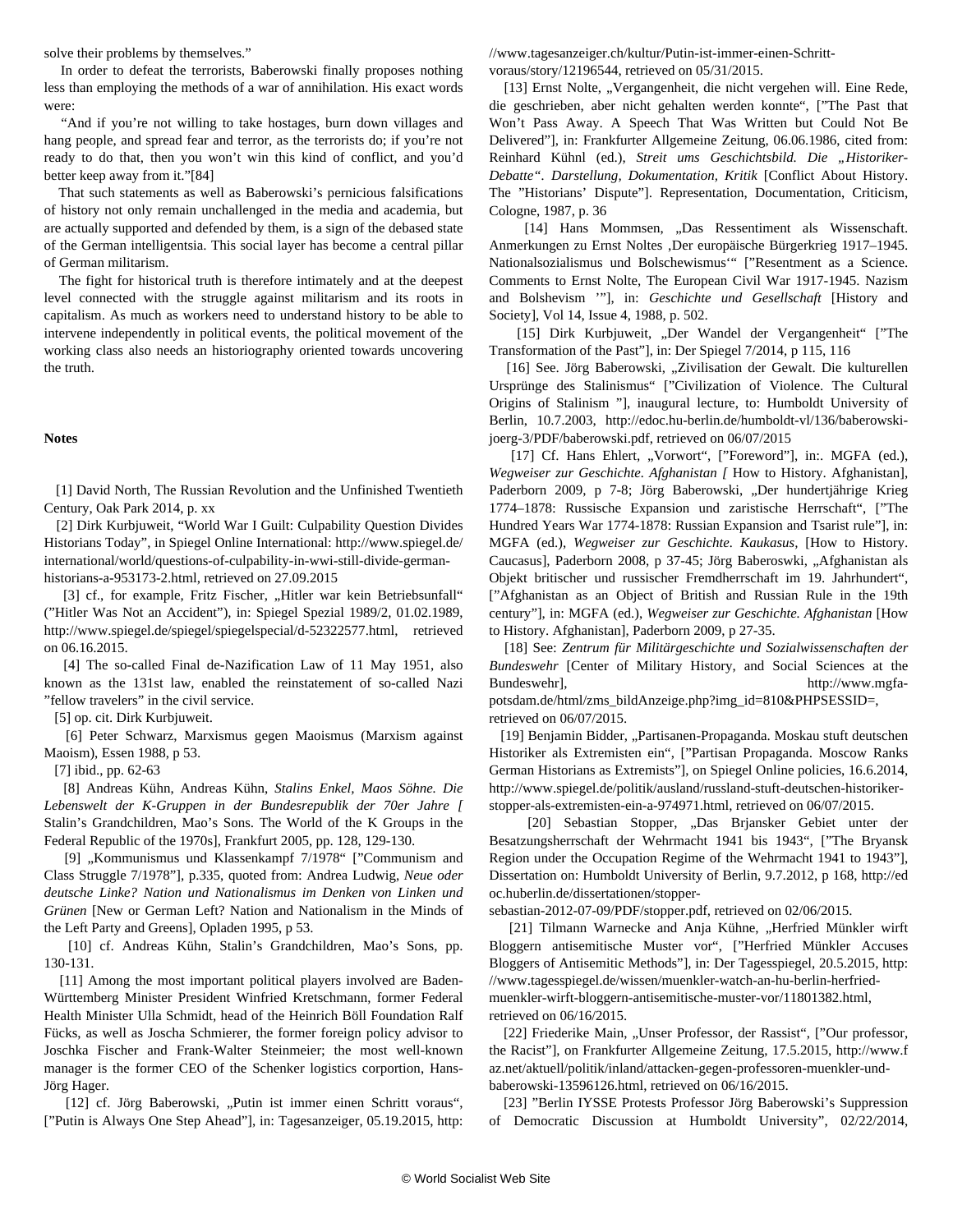solve their problems by themselves."

In order to defeat the terrorists, Baberowski finally proposes nothing less than employing the methods of a war of annihilation. His exact words were:

"And if you're not willing to take hostages, burn down villages and hang people, and spread fear and terror, as the terrorists do; if you're not ready to do that, then you won't win this kind of conflict, and you'd better keep away from it."[84]

That such statements as well as Baberowski's pernicious falsifications of history not only remain unchallenged in the media and academia, but are actually supported and defended by them, is a sign of the debased state of the German intelligentsia. This social layer has become a central pillar of German militarism.

The fight for historical truth is therefore intimately and at the deepest level connected with the struggle against militarism and its roots in capitalism. As much as workers need to understand history to be able to intervene independently in political events, the political movement of the working class also needs an historiography oriented towards uncovering the truth.

**Notes**

[1] David North, The Russian Revolution and the Unfinished Twentieth Century, Oak Park 2014, p. xx

[2] Dirk Kurbjuweit, "World War I Guilt: Culpability Question Divides Historians Today", in Spiegel Online International: http://www.spiegel.de/international/world/questions-of-culpability-in-wwi-still-divide-german-historians-a-953173-2.html, retrieved on 27.09.2015

[3] cf., for example, Fritz Fischer, „Hitler war kein Betriebsunfall" ("Hitler Was Not an Accident"), in: Spiegel Spezial 1989/2, 01.02.1989, http://www.spiegel.de/spiegel/spiegelspecial/d-52322577.html, retrieved on 06.16.2015.

[4] The so-called Final de-Nazification Law of 11 May 1951, also known as the 131st law, enabled the reinstatement of so-called Nazi "fellow travelers" in the civil service.

[5] op. cit. Dirk Kurbjuweit.

[6] Peter Schwarz, Marxismus gegen Maoismus (Marxism against Maoism), Essen 1988, p 53.

[7] ibid., pp. 62-63

[8] Andreas Kühn, Andreas Kühn, *Stalins Enkel, Maos Söhne. Die Lebenswelt der K-Gruppen in der Bundesrepublik der 70er Jahre [* Stalin's Grandchildren, Mao's Sons. The World of the K Groups in the Federal Republic of the 1970s], Frankfurt 2005, pp. 128, 129-130.

[9] „Kommunismus und Klassenkampf 7/1978" ["Communism and Class Struggle 7/1978"], p.335, quoted from: Andrea Ludwig, *Neue oder deutsche Linke? Nation und Nationalismus im Denken von Linken und Grünen* [New or German Left? Nation and Nationalism in the Minds of the Left Party and Greens], Opladen 1995, p 53.

[10] cf. Andreas Kühn, Stalin's Grandchildren, Mao's Sons, pp. 130-131.

[11] Among the most important political players involved are Baden-Württemberg Minister President Winfried Kretschmann, former Federal Health Minister Ulla Schmidt, head of the Heinrich Böll Foundation Ralf Fücks, as well as Joscha Schmierer, the former foreign policy advisor to Joschka Fischer and Frank-Walter Steinmeier; the most well-known manager is the former CEO of the Schenker logistics corportion, Hans-Jörg Hager.

[12] cf. Jörg Baberowski, „Putin ist immer einen Schritt voraus", ["Putin is Always One Step Ahead"], in: Tagesanzeiger, 05.19.2015, http://www.tagesanzeiger.ch/kultur/Putin-ist-immer-einen-Schritt-voraus/story/12196544, retrieved on 05/31/2015.

[13] Ernst Nolte, „Vergangenheit, die nicht vergehen will. Eine Rede, die geschrieben, aber nicht gehalten werden konnte", ["The Past that Won't Pass Away. A Speech That Was Written but Could Not Be Delivered"], in: Frankfurter Allgemeine Zeitung, 06.06.1986, cited from: Reinhard Kühnl (ed.), *Streit ums Geschichtsbild. Die „Historiker-Debatte". Darstellung, Dokumentation, Kritik* [Conflict About History. The "Historians' Dispute"]. Representation, Documentation, Criticism, Cologne, 1987, p. 36

[14] Hans Mommsen, „Das Ressentiment als Wissenschaft. Anmerkungen zu Ernst Noltes ‚Der europäische Bürgerkrieg 1917–1945. Nationalsozialismus und Bolschewismus'" ["Resentment as a Science. Comments to Ernst Nolte, The European Civil War 1917-1945. Nazism and Bolshevism '"], in: *Geschichte und Gesellschaft* [History and Society], Vol 14, Issue 4, 1988, p. 502.

[15] Dirk Kurbjuweit, „Der Wandel der Vergangenheit" ["The Transformation of the Past"], in: Der Spiegel 7/2014, p 115, 116

[16] See. Jörg Baberowski, „Zivilisation der Gewalt. Die kulturellen Ursprünge des Stalinismus" ["Civilization of Violence. The Cultural Origins of Stalinism "], inaugural lecture, to: Humboldt University of Berlin, 10.7.2003, http://edoc.hu-berlin.de/humboldt-vl/136/baberowski-joerg-3/PDF/baberowski.pdf, retrieved on 06/07/2015

[17] Cf. Hans Ehlert, „Vorwort", ["Foreword"], in:. MGFA (ed.), *Wegweiser zur Geschichte. Afghanistan [* How to History. Afghanistan], Paderborn 2009, p 7-8; Jörg Baberowski, „Der hundertjährige Krieg 1774–1878: Russische Expansion und zaristische Herrschaft", ["The Hundred Years War 1774-1878: Russian Expansion and Tsarist rule"], in: MGFA (ed.), *Wegweiser zur Geschichte. Kaukasus*, [How to History. Caucasus], Paderborn 2008, p 37-45; Jörg Baberoswki, „Afghanistan als Objekt britischer und russischer Fremdherrschaft im 19. Jahrhundert", ["Afghanistan as an Object of British and Russian Rule in the 19th century"], in: MGFA (ed.), *Wegweiser zur Geschichte. Afghanistan* [How to History. Afghanistan], Paderborn 2009, p 27-35.

[18] See: *Zentrum für Militärgeschichte und Sozialwissenschaften der Bundeswehr* [Center of Military History, and Social Sciences at the Bundeswehr], http://www.mgfa-potsdam.de/html/zms_bildAnzeige.php?img_id=810&PHPSESSID=, retrieved on 06/07/2015.

[19] Benjamin Bidder, „Partisanen-Propaganda. Moskau stuft deutschen Historiker als Extremisten ein", ["Partisan Propaganda. Moscow Ranks German Historians as Extremists"], on Spiegel Online policies, 16.6.2014, http://www.spiegel.de/politik/ausland/russland-stuft-deutschen-historiker-stopper-als-extremisten-ein-a-974971.html, retrieved on 06/07/2015.

[20] Sebastian Stopper, „Das Brjansker Gebiet unter der Besatzungsherrschaft der Wehrmacht 1941 bis 1943", ["The Bryansk Region under the Occupation Regime of the Wehrmacht 1941 to 1943"], Dissertation on: Humboldt University of Berlin, 9.7.2012, p 168, http://edoc.huberlin.de/dissertationen/stopper-sebastian-2012-07-09/PDF/stopper.pdf, retrieved on 02/06/2015.

[21] Tilmann Warnecke and Anja Kühne, „Herfried Münkler wirft Bloggern antisemitische Muster vor", ["Herfried Münkler Accuses Bloggers of Antisemitic Methods"], in: Der Tagesspiegel, 20.5.2015, http://www.tagesspiegel.de/wissen/muenkler-watch-an-hu-berlin-herfried-muenkler-wirft-bloggern-antisemitische-muster-vor/11801382.html, retrieved on 06/16/2015.

[22] Friederike Main, „Unser Professor, der Rassist", ["Our professor, the Racist"], on Frankfurter Allgemeine Zeitung, 17.5.2015, http://www.faz.net/aktuell/politik/inland/attacken-gegen-professoren-muenkler-und-baberowski-13596126.html, retrieved on 06/16/2015.

[23] "Berlin IYSSE Protests Professor Jörg Baberowski's Suppression of Democratic Discussion at Humboldt University", 02/22/2014,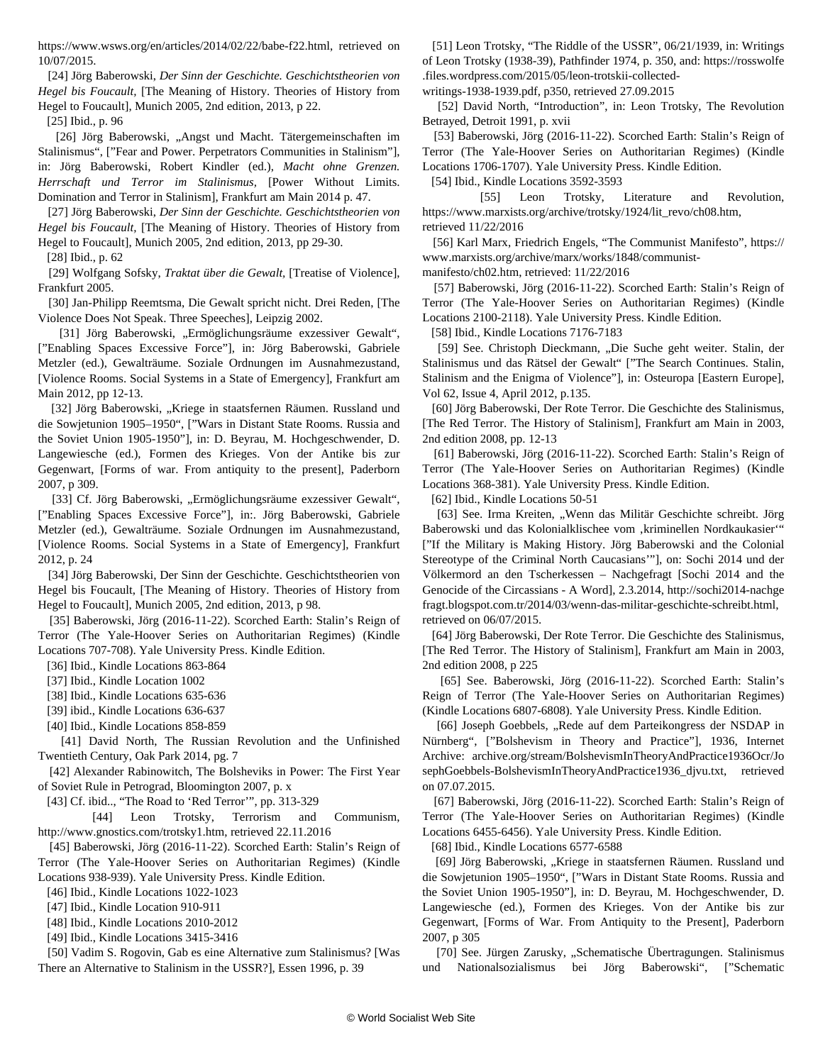https://www.wsws.org/en/articles/2014/02/22/babe-f22.html, retrieved on 10/07/2015.

[24] Jörg Baberowski, *Der Sinn der Geschichte. Geschichtstheorien von Hegel bis Foucault*, [The Meaning of History. Theories of History from Hegel to Foucault], Munich 2005, 2nd edition, 2013, p 22.

[25] Ibid., p. 96

[26] Jörg Baberowski, „Angst und Macht. Tätergemeinschaften im Stalinismus", ["Fear and Power. Perpetrators Communities in Stalinism"], in: Jörg Baberowski, Robert Kindler (ed.), *Macht ohne Grenzen. Herrschaft und Terror im Stalinismus*, [Power Without Limits. Domination and Terror in Stalinism], Frankfurt am Main 2014 p. 47.

[27] Jörg Baberowski, *Der Sinn der Geschichte. Geschichtstheorien von Hegel bis Foucault*, [The Meaning of History. Theories of History from Hegel to Foucault], Munich 2005, 2nd edition, 2013, pp 29-30.

[28] Ibid., p. 62

[29] Wolfgang Sofsky, *Traktat über die Gewalt*, [Treatise of Violence], Frankfurt 2005.

[30] Jan-Philipp Reemtsma, Die Gewalt spricht nicht. Drei Reden, [The Violence Does Not Speak. Three Speeches], Leipzig 2002.

[31] Jörg Baberowski, „Ermöglichungsräume exzessiver Gewalt", ["Enabling Spaces Excessive Force"], in: Jörg Baberowski, Gabriele Metzler (ed.), Gewalträume. Soziale Ordnungen im Ausnahmezustand, [Violence Rooms. Social Systems in a State of Emergency], Frankfurt am Main 2012, pp 12-13.

[32] Jörg Baberowski, „Kriege in staatsfernen Räumen. Russland und die Sowjetunion 1905–1950", ["Wars in Distant State Rooms. Russia and the Soviet Union 1905-1950"], in: D. Beyrau, M. Hochgeschwender, D. Langewiesche (ed.), Formen des Krieges. Von der Antike bis zur Gegenwart, [Forms of war. From antiquity to the present], Paderborn 2007, p 309.

[33] Cf. Jörg Baberowski, „Ermöglichungsräume exzessiver Gewalt", ["Enabling Spaces Excessive Force"], in:. Jörg Baberowski, Gabriele Metzler (ed.), Gewalträume. Soziale Ordnungen im Ausnahmezustand, [Violence Rooms. Social Systems in a State of Emergency], Frankfurt 2012, p. 24

[34] Jörg Baberowski, Der Sinn der Geschichte. Geschichtstheorien von Hegel bis Foucault, [The Meaning of History. Theories of History from Hegel to Foucault], Munich 2005, 2nd edition, 2013, p 98.

[35] Baberowski, Jörg (2016-11-22). Scorched Earth: Stalin's Reign of Terror (The Yale-Hoover Series on Authoritarian Regimes) (Kindle Locations 707-708). Yale University Press. Kindle Edition.

[36] Ibid., Kindle Locations 863-864

[37] Ibid., Kindle Location 1002

[38] Ibid., Kindle Locations 635-636

[39] ibid., Kindle Locations 636-637

[40] Ibid., Kindle Locations 858-859

[41] David North, The Russian Revolution and the Unfinished Twentieth Century, Oak Park 2014, pg. 7

[42] Alexander Rabinowitch, The Bolsheviks in Power: The First Year of Soviet Rule in Petrograd, Bloomington 2007, p. x

[43] Cf. ibid.., "The Road to 'Red Terror'", pp. 313-329

[44] Leon Trotsky, Terrorism and Communism, http://www.gnostics.com/trotsky1.htm, retrieved 22.11.2016

[45] Baberowski, Jörg (2016-11-22). Scorched Earth: Stalin's Reign of Terror (The Yale-Hoover Series on Authoritarian Regimes) (Kindle Locations 938-939). Yale University Press. Kindle Edition.

[46] Ibid., Kindle Locations 1022-1023

[47] Ibid., Kindle Location 910-911

[48] Ibid., Kindle Locations 2010-2012

[49] Ibid., Kindle Locations 3415-3416

[50] Vadim S. Rogovin, Gab es eine Alternative zum Stalinismus? [Was There an Alternative to Stalinism in the USSR?], Essen 1996, p. 39

[51] Leon Trotsky, "The Riddle of the USSR", 06/21/1939, in: Writings of Leon Trotsky (1938-39), Pathfinder 1974, p. 350, and: https://rosswolfe.files.wordpress.com/2015/05/leon-trotskii-collected-writings-1938-1939.pdf, p350, retrieved 27.09.2015

[52] David North, "Introduction", in: Leon Trotsky, The Revolution Betrayed, Detroit 1991, p. xvii

[53] Baberowski, Jörg (2016-11-22). Scorched Earth: Stalin's Reign of Terror (The Yale-Hoover Series on Authoritarian Regimes) (Kindle Locations 1706-1707). Yale University Press. Kindle Edition.

[54] Ibid., Kindle Locations 3592-3593

[55] Leon Trotsky, Literature and Revolution, https://www.marxists.org/archive/trotsky/1924/lit_revo/ch08.htm, retrieved 11/22/2016

[56] Karl Marx, Friedrich Engels, "The Communist Manifesto", https://www.marxists.org/archive/marx/works/1848/communist-manifesto/ch02.htm, retrieved: 11/22/2016

[57] Baberowski, Jörg (2016-11-22). Scorched Earth: Stalin's Reign of Terror (The Yale-Hoover Series on Authoritarian Regimes) (Kindle Locations 2100-2118). Yale University Press. Kindle Edition.

[58] Ibid., Kindle Locations 7176-7183

[59] See. Christoph Dieckmann, „Die Suche geht weiter. Stalin, der Stalinismus und das Rätsel der Gewalt" ["The Search Continues. Stalin, Stalinism and the Enigma of Violence"], in: Osteuropa [Eastern Europe], Vol 62, Issue 4, April 2012, p.135.

[60] Jörg Baberowski, Der Rote Terror. Die Geschichte des Stalinismus, [The Red Terror. The History of Stalinism], Frankfurt am Main in 2003, 2nd edition 2008, pp. 12-13

[61] Baberowski, Jörg (2016-11-22). Scorched Earth: Stalin's Reign of Terror (The Yale-Hoover Series on Authoritarian Regimes) (Kindle Locations 368-381). Yale University Press. Kindle Edition.

[62] Ibid., Kindle Locations 50-51

[63] See. Irma Kreiten, „Wenn das Militär Geschichte schreibt. Jörg Baberowski und das Kolonialklischee vom ‚kriminellen Nordkaukasier'" ["If the Military is Making History. Jörg Baberowski and the Colonial Stereotype of the Criminal North Caucasians'"], on: Sochi 2014 und der Völkermord an den Tscherkessen – Nachgefragt [Sochi 2014 and the Genocide of the Circassians - A Word], 2.3.2014, http://sochi2014-nachgefragt.blogspot.com.tr/2014/03/wenn-das-militar-geschichte-schreibt.html, retrieved on 06/07/2015.

[64] Jörg Baberowski, Der Rote Terror. Die Geschichte des Stalinismus, [The Red Terror. The History of Stalinism], Frankfurt am Main in 2003, 2nd edition 2008, p 225

[65] See. Baberowski, Jörg (2016-11-22). Scorched Earth: Stalin's Reign of Terror (The Yale-Hoover Series on Authoritarian Regimes) (Kindle Locations 6807-6808). Yale University Press. Kindle Edition.

[66] Joseph Goebbels, „Rede auf dem Parteikongress der NSDAP in Nürnberg", ["Bolshevism in Theory and Practice"], 1936, Internet Archive: archive.org/stream/BolshevismInTheoryAndPractice1936Ocr/JosephGoebbels-BolshevismInTheoryAndPractice1936_djvu.txt, retrieved on 07.07.2015.

[67] Baberowski, Jörg (2016-11-22). Scorched Earth: Stalin's Reign of Terror (The Yale-Hoover Series on Authoritarian Regimes) (Kindle Locations 6455-6456). Yale University Press. Kindle Edition.

[68] Ibid., Kindle Locations 6577-6588

[69] Jörg Baberowski, „Kriege in staatsfernen Räumen. Russland und die Sowjetunion 1905–1950", ["Wars in Distant State Rooms. Russia and the Soviet Union 1905-1950"], in: D. Beyrau, M. Hochgeschwender, D. Langewiesche (ed.), Formen des Krieges. Von der Antike bis zur Gegenwart, [Forms of War. From Antiquity to the Present], Paderborn 2007, p 305

[70] See. Jürgen Zarusky, „Schematische Übertragungen. Stalinismus und Nationalsozialismus bei Jörg Baberowski", ["Schematic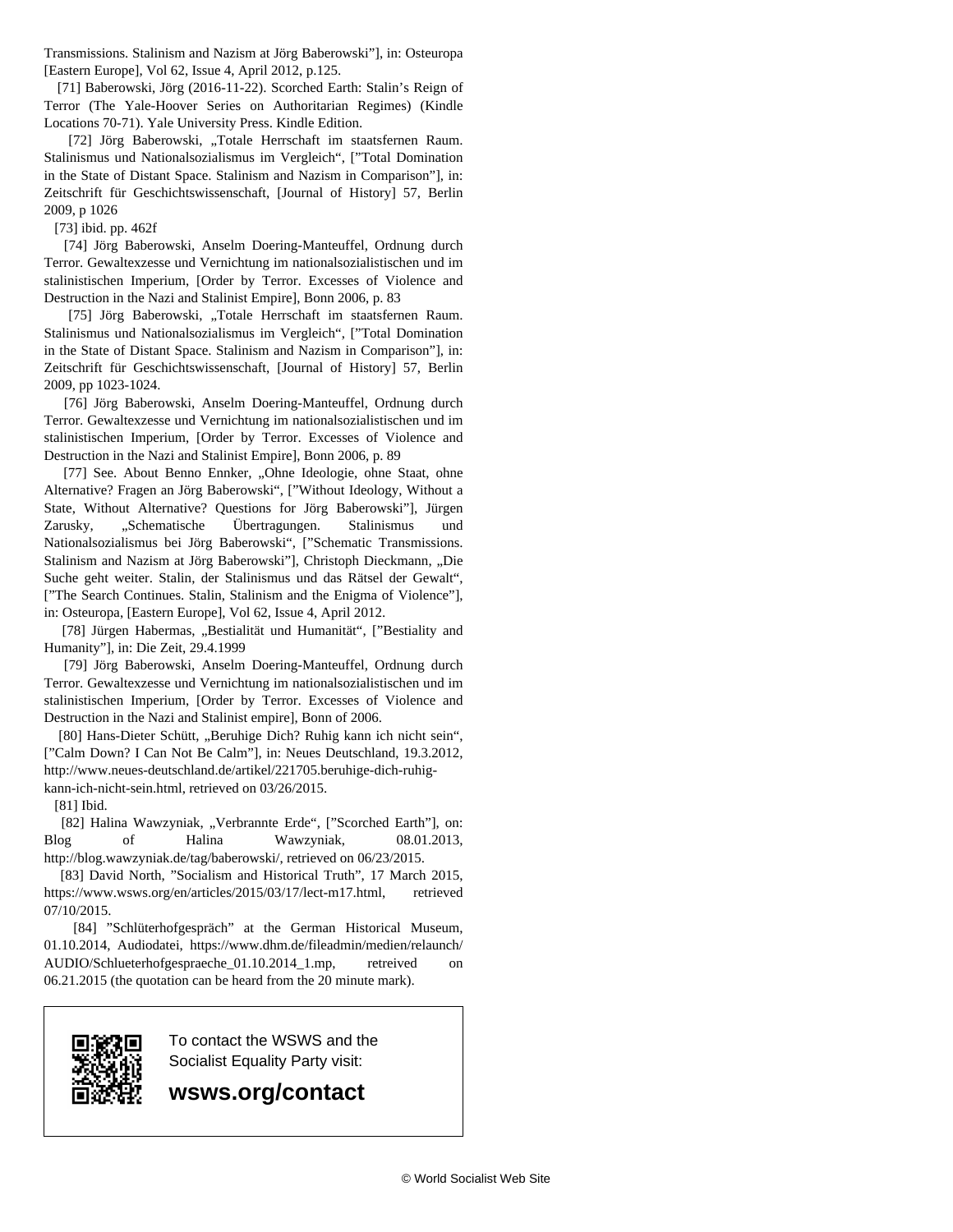Transmissions. Stalinism and Nazism at Jörg Baberowski"], in: Osteuropa [Eastern Europe], Vol 62, Issue 4, April 2012, p.125.

[71] Baberowski, Jörg (2016-11-22). Scorched Earth: Stalin's Reign of Terror (The Yale-Hoover Series on Authoritarian Regimes) (Kindle Locations 70-71). Yale University Press. Kindle Edition.

[72] Jörg Baberowski, „Totale Herrschaft im staatsfernen Raum. Stalinismus und Nationalsozialismus im Vergleich", ["Total Domination in the State of Distant Space. Stalinism and Nazism in Comparison"], in: Zeitschrift für Geschichtswissenschaft, [Journal of History] 57, Berlin 2009, p 1026

[73] ibid. pp. 462f

[74] Jörg Baberowski, Anselm Doering-Manteuffel, Ordnung durch Terror. Gewaltexzesse und Vernichtung im nationalsozialistischen und im stalinistischen Imperium, [Order by Terror. Excesses of Violence and Destruction in the Nazi and Stalinist Empire], Bonn 2006, p. 83

[75] Jörg Baberowski, „Totale Herrschaft im staatsfernen Raum. Stalinismus und Nationalsozialismus im Vergleich", ["Total Domination in the State of Distant Space. Stalinism and Nazism in Comparison"], in: Zeitschrift für Geschichtswissenschaft, [Journal of History] 57, Berlin 2009, pp 1023-1024.

[76] Jörg Baberowski, Anselm Doering-Manteuffel, Ordnung durch Terror. Gewaltexzesse und Vernichtung im nationalsozialistischen und im stalinistischen Imperium, [Order by Terror. Excesses of Violence and Destruction in the Nazi and Stalinist Empire], Bonn 2006, p. 89

[77] See. About Benno Ennker, „Ohne Ideologie, ohne Staat, ohne Alternative? Fragen an Jörg Baberowski", ["Without Ideology, Without a State, Without Alternative? Questions for Jörg Baberowski"], Jürgen Zarusky, „Schematische Übertragungen. Stalinismus und Nationalsozialismus bei Jörg Baberowski", ["Schematic Transmissions. Stalinism and Nazism at Jörg Baberowski"], Christoph Dieckmann, „Die Suche geht weiter. Stalin, der Stalinismus und das Rätsel der Gewalt", ["The Search Continues. Stalin, Stalinism and the Enigma of Violence"], in: Osteuropa, [Eastern Europe], Vol 62, Issue 4, April 2012.

[78] Jürgen Habermas, „Bestialität und Humanität", ["Bestiality and Humanity"], in: Die Zeit, 29.4.1999

[79] Jörg Baberowski, Anselm Doering-Manteuffel, Ordnung durch Terror. Gewaltexzesse und Vernichtung im nationalsozialistischen und im stalinistischen Imperium, [Order by Terror. Excesses of Violence and Destruction in the Nazi and Stalinist empire], Bonn of 2006.

[80] Hans-Dieter Schütt, „Beruhige Dich? Ruhig kann ich nicht sein", ["Calm Down? I Can Not Be Calm"], in: Neues Deutschland, 19.3.2012, http://www.neues-deutschland.de/artikel/221705.beruhige-dich-ruhig-kann-ich-nicht-sein.html, retrieved on 03/26/2015.

[81] Ibid.

[82] Halina Wawzyniak, „Verbrannte Erde", ["Scorched Earth"], on: Blog of Halina Wawzyniak, 08.01.2013, http://blog.wawzyniak.de/tag/baberowski/, retrieved on 06/23/2015.

[83] David North, "Socialism and Historical Truth", 17 March 2015, https://www.wsws.org/en/articles/2015/03/17/lect-m17.html, retrieved 07/10/2015.

[84] "Schlüterhofgespräch" at the German Historical Museum, 01.10.2014, Audiodatei, https://www.dhm.de/fileadmin/medien/relaunch/AUDIO/Schlueterhofgespraeche_01.10.2014_1.mp, retreived on 06.21.2015 (the quotation can be heard from the 20 minute mark).

To contact the WSWS and the Socialist Equality Party visit:

**wsws.org/contact**